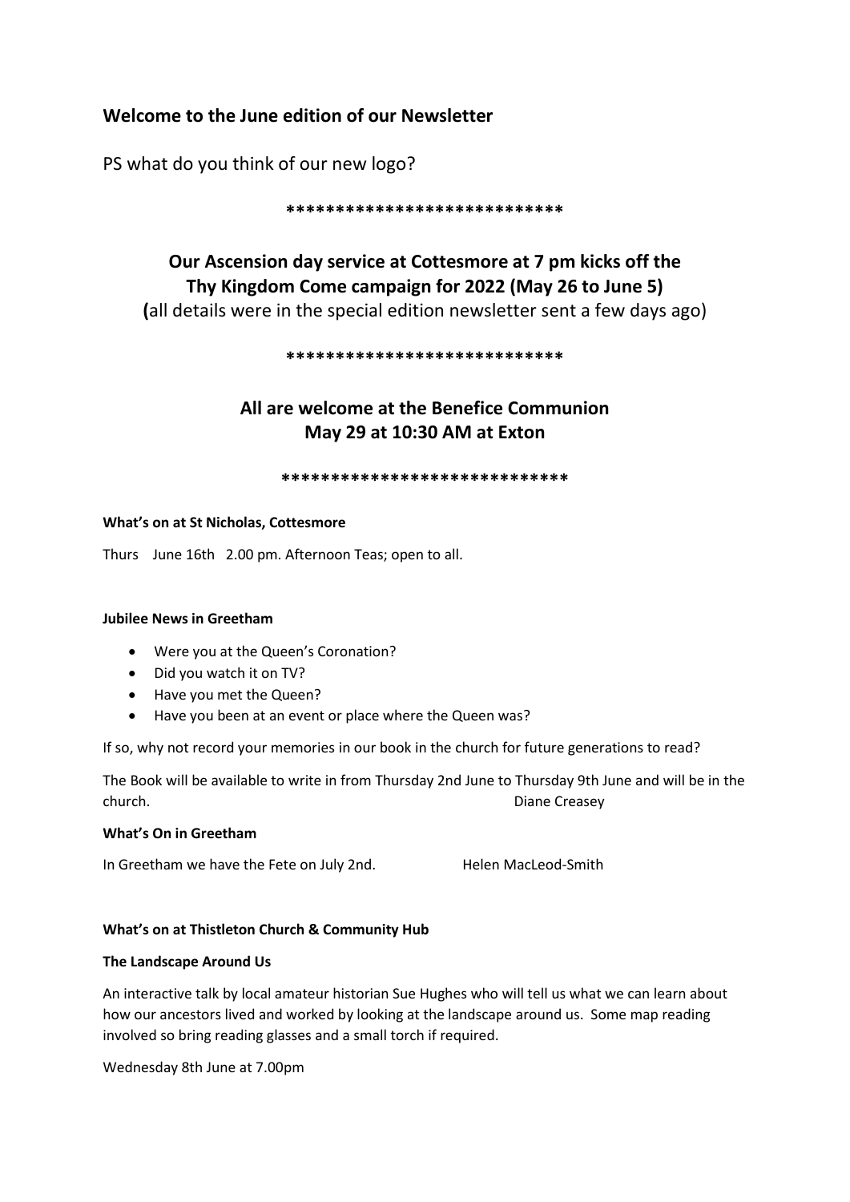## Welcome to the June edition of our Newsletter

PS what do you think of our new logo?

****************************

**Our Ascension day service at Cottesmore at 7 pm kicks off the Thy Kingdom Come campaign for 2022 (May 26 to June 5)**
**(**all details were in the special edition newsletter sent a few days ago)

****************************

**All are welcome at the Benefice Communion**
**May 29 at 10:30 AM at Exton**

*****************************

**What's on at St Nicholas, Cottesmore**

Thurs June 16th 2.00 pm. Afternoon Teas; open to all.

**Jubilee News in Greetham**

- Were you at the Queen's Coronation?
- Did you watch it on TV?
- Have you met the Queen?
- Have you been at an event or place where the Queen was?

If so, why not record your memories in our book in the church for future generations to read?

The Book will be available to write in from Thursday 2nd June to Thursday 9th June and will be in the church.

Diane Creasey

**What's On in Greetham**

In Greetham we have the Fete on July 2nd.

Helen MacLeod-Smith

**What's on at Thistleton Church & Community Hub**

**The Landscape Around Us**

An interactive talk by local amateur historian Sue Hughes who will tell us what we can learn about how our ancestors lived and worked by looking at the landscape around us. Some map reading involved so bring reading glasses and a small torch if required.

Wednesday 8th June at 7.00pm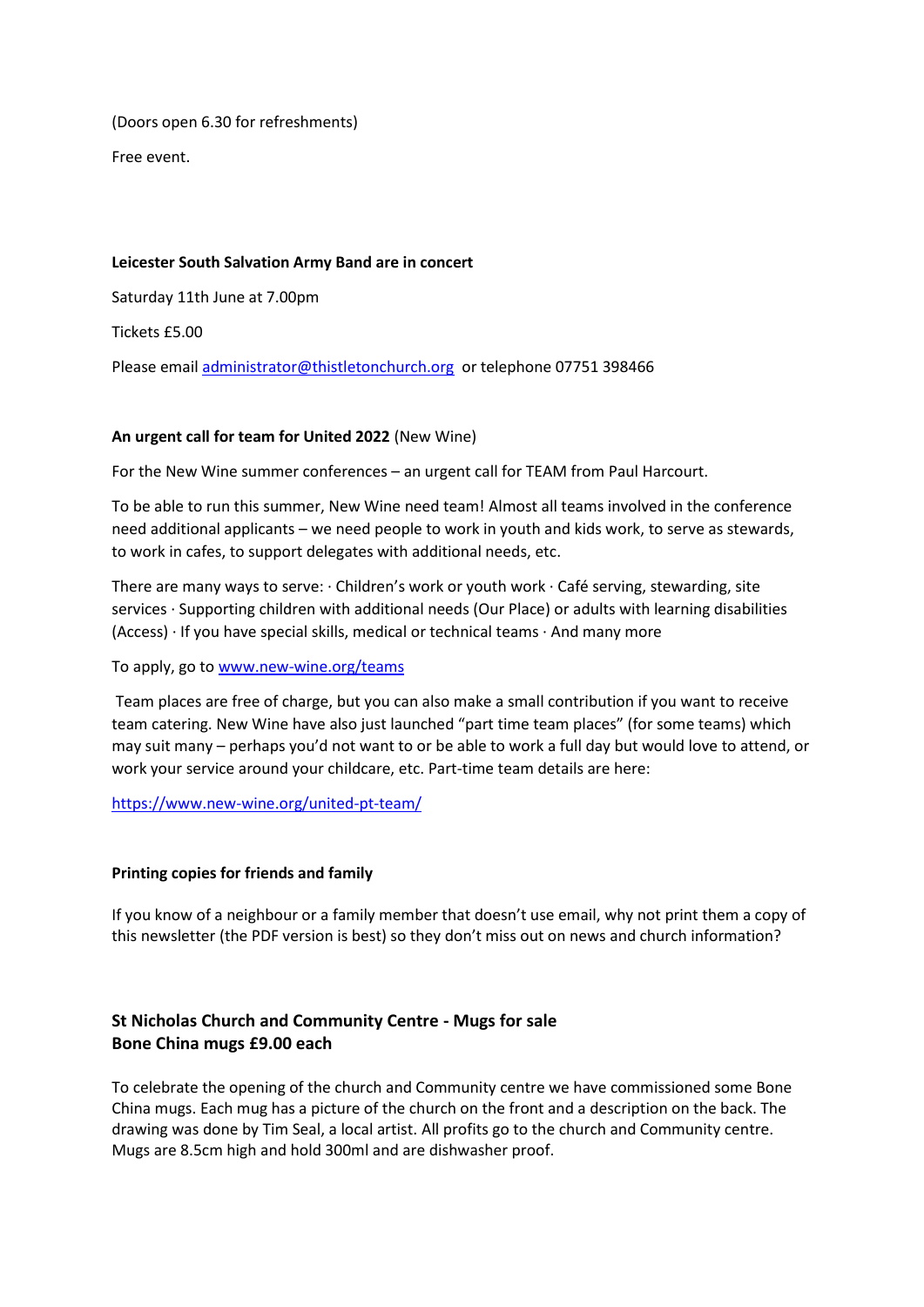(Doors open 6.30 for refreshments)

Free event.

**Leicester South Salvation Army Band are in concert**

Saturday 11th June at 7.00pm

Tickets £5.00

Please email [administrator@thistletonchurch.org](mailto:administrator@thistletonchurch.org) or telephone 07751 398466

**An urgent call for team for United 2022** (New Wine)

For the New Wine summer conferences – an urgent call for TEAM from Paul Harcourt.

To be able to run this summer, New Wine need team! Almost all teams involved in the conference need additional applicants – we need people to work in youth and kids work, to serve as stewards, to work in cafes, to support delegates with additional needs, etc.

There are many ways to serve: · Children's work or youth work · Café serving, stewarding, site services · Supporting children with additional needs (Our Place) or adults with learning disabilities (Access) · If you have special skills, medical or technical teams · And many more

To apply, go to [www.new-wine.org/teams](http://www.new-wine.org/teams)

Team places are free of charge, but you can also make a small contribution if you want to receive team catering. New Wine have also just launched "part time team places" (for some teams) which may suit many – perhaps you'd not want to or be able to work a full day but would love to attend, or work your service around your childcare, etc. Part-time team details are here:

[https://www.new-wine.org/united-pt-team/](https://www.new-wine.org/united-pt-team/)

**Printing copies for friends and family**

If you know of a neighbour or a family member that doesn't use email, why not print them a copy of this newsletter (the PDF version is best) so they don't miss out on news and church information?

## St Nicholas Church and Community Centre - Mugs for sale
## Bone China mugs £9.00 each

To celebrate the opening of the church and Community centre we have commissioned some Bone China mugs. Each mug has a picture of the church on the front and a description on the back. The drawing was done by Tim Seal, a local artist. All profits go to the church and Community centre. Mugs are 8.5cm high and hold 300ml and are dishwasher proof.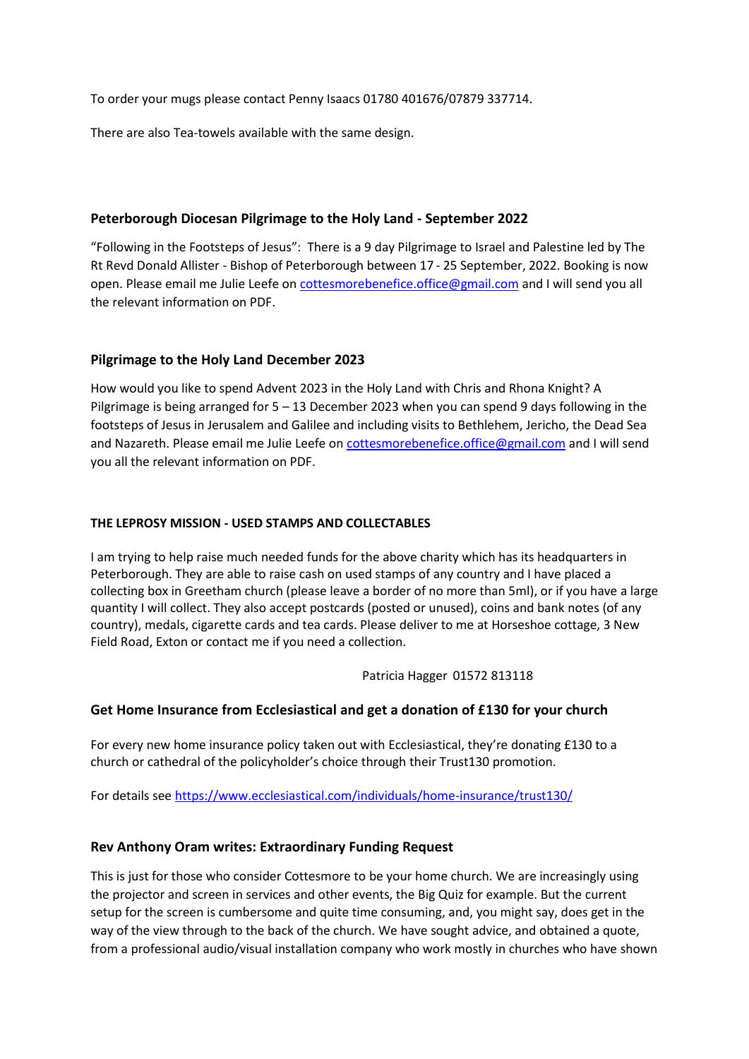To order your mugs please contact Penny Isaacs 01780 401676/07879 337714.

There are also Tea-towels available with the same design.

### Peterborough Diocesan Pilgrimage to the Holy Land - September 2022

"Following in the Footsteps of Jesus": There is a 9 day Pilgrimage to Israel and Palestine led by The Rt Revd Donald Allister - Bishop of Peterborough between 17 - 25 September, 2022. Booking is now open. Please email me Julie Leefe on cottesmorebenefice.office@gmail.com and I will send you all the relevant information on PDF.

### Pilgrimage to the Holy Land December 2023

How would you like to spend Advent 2023 in the Holy Land with Chris and Rhona Knight? A Pilgrimage is being arranged for 5 – 13 December 2023 when you can spend 9 days following in the footsteps of Jesus in Jerusalem and Galilee and including visits to Bethlehem, Jericho, the Dead Sea and Nazareth. Please email me Julie Leefe on cottesmorebenefice.office@gmail.com and I will send you all the relevant information on PDF.

#### THE LEPROSY MISSION - USED STAMPS AND COLLECTABLES

I am trying to help raise much needed funds for the above charity which has its headquarters in Peterborough. They are able to raise cash on used stamps of any country and I have placed a collecting box in Greetham church (please leave a border of no more than 5ml), or if you have a large quantity I will collect. They also accept postcards (posted or unused), coins and bank notes (of any country), medals, cigarette cards and tea cards. Please deliver to me at Horseshoe cottage, 3 New Field Road, Exton or contact me if you need a collection.

Patricia Hagger 01572 813118

### Get Home Insurance from Ecclesiastical and get a donation of £130 for your church

For every new home insurance policy taken out with Ecclesiastical, they're donating £130 to a church or cathedral of the policyholder's choice through their Trust130 promotion.

For details see https://www.ecclesiastical.com/individuals/home-insurance/trust130/

### Rev Anthony Oram writes: Extraordinary Funding Request

This is just for those who consider Cottesmore to be your home church. We are increasingly using the projector and screen in services and other events, the Big Quiz for example. But the current setup for the screen is cumbersome and quite time consuming, and, you might say, does get in the way of the view through to the back of the church. We have sought advice, and obtained a quote, from a professional audio/visual installation company who work mostly in churches who have shown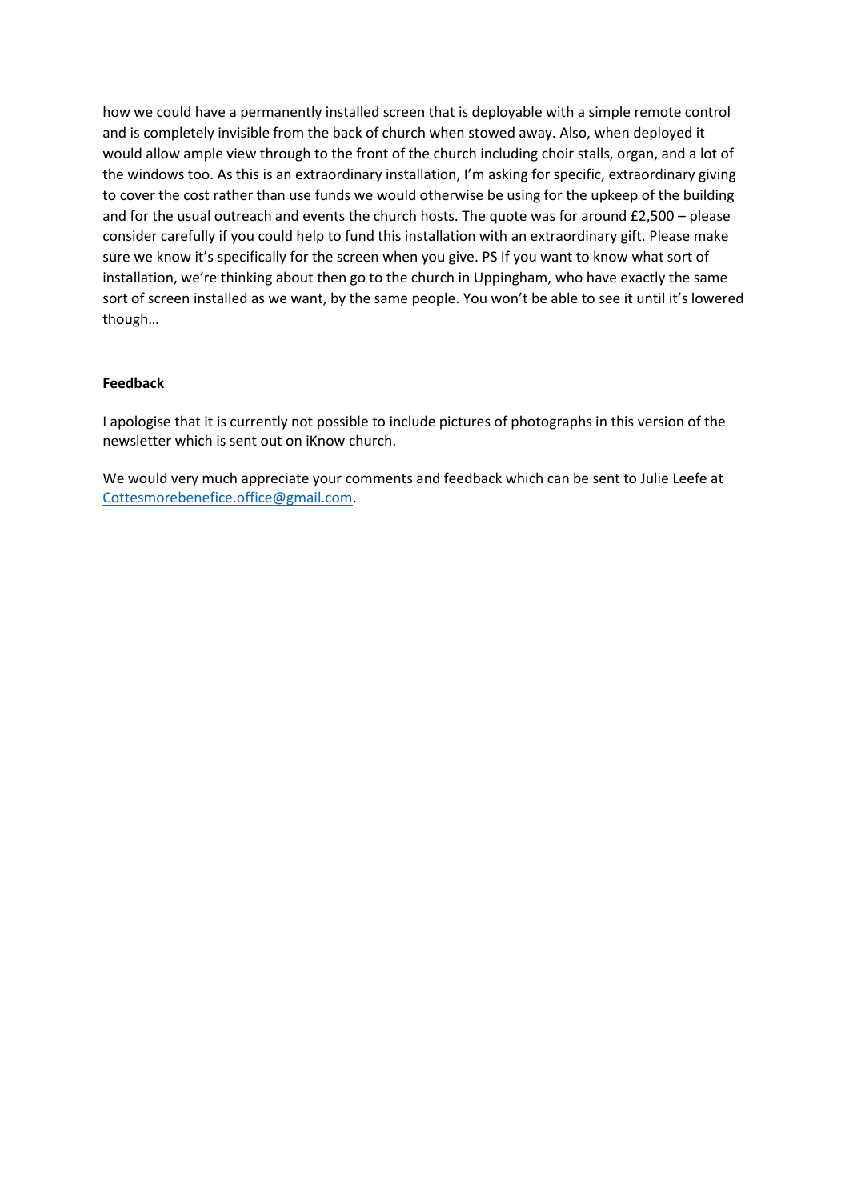how we could have a permanently installed screen that is deployable with a simple remote control and is completely invisible from the back of church when stowed away. Also, when deployed it would allow ample view through to the front of the church including choir stalls, organ, and a lot of the windows too. As this is an extraordinary installation, I'm asking for specific, extraordinary giving to cover the cost rather than use funds we would otherwise be using for the upkeep of the building and for the usual outreach and events the church hosts. The quote was for around £2,500 – please consider carefully if you could help to fund this installation with an extraordinary gift. Please make sure we know it's specifically for the screen when you give. PS If you want to know what sort of installation, we're thinking about then go to the church in Uppingham, who have exactly the same sort of screen installed as we want, by the same people. You won't be able to see it until it's lowered though…

**Feedback**

I apologise that it is currently not possible to include pictures of photographs in this version of the newsletter which is sent out on iKnow church.

We would very much appreciate your comments and feedback which can be sent to Julie Leefe at Cottesmorebenefice.office@gmail.com.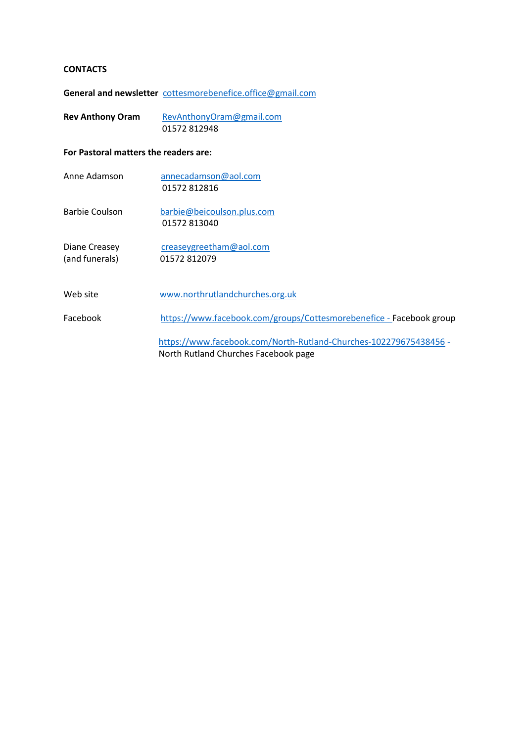**CONTACTS**

**General and newsletter** cottesmorebenefice.office@gmail.com

**Rev Anthony Oram** RevAnthonyOram@gmail.com
01572 812948

**For Pastoral matters the readers are:**

Anne Adamson annecadamson@aol.com
01572 812816

Barbie Coulson barbie@beicoulson.plus.com
01572 813040

Diane Creasey (and funerals) creaseygreetham@aol.com
01572 812079

Web site www.northrutlandchurches.org.uk

Facebook https://www.facebook.com/groups/Cottesmorebenefice - Facebook group

https://www.facebook.com/North-Rutland-Churches-102279675438456 - North Rutland Churches Facebook page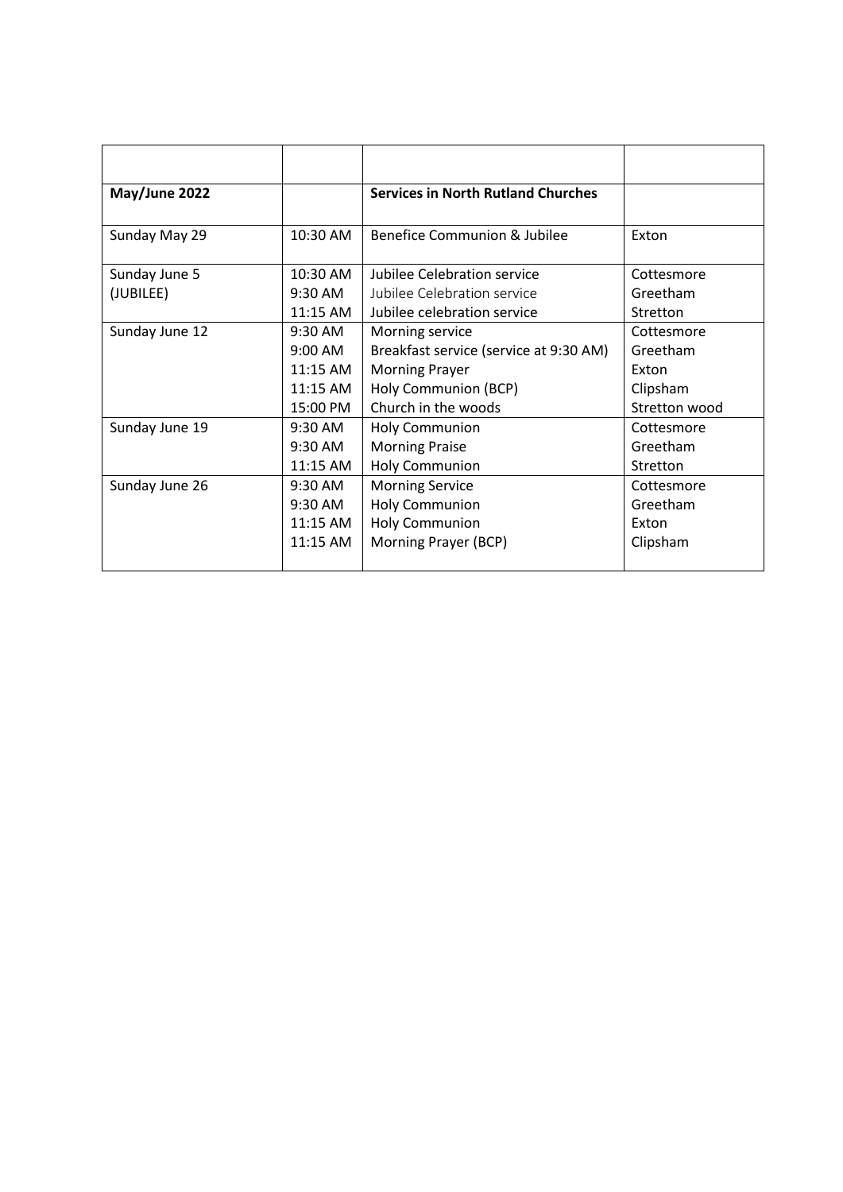| | | | |
|---|---|---|---|
| **May/June 2022** | | **Services in North Rutland Churches** | |
| Sunday May 29 | 10:30 AM | Benefice Communion & Jubilee | Exton |
| Sunday June 5 (JUBILEE) | 10:30 AM<br>9:30 AM<br>11:15 AM | Jubilee Celebration service<br>Jubilee Celebration service<br>Jubilee celebration service | Cottesmore<br>Greetham<br>Stretton |
| Sunday June 12 | 9:30 AM<br>9:00 AM<br>11:15 AM<br>11:15 AM<br>15:00 PM | Morning service<br>Breakfast service (service at 9:30 AM)<br>Morning Prayer<br>Holy Communion (BCP)<br>Church in the woods | Cottesmore<br>Greetham<br>Exton<br>Clipsham<br>Stretton wood |
| Sunday June 19 | 9:30 AM<br>9:30 AM<br>11:15 AM | Holy Communion<br>Morning Praise<br>Holy Communion | Cottesmore<br>Greetham<br>Stretton |
| Sunday June 26 | 9:30 AM<br>9:30 AM<br>11:15 AM<br>11:15 AM | Morning Service<br>Holy Communion<br>Holy Communion<br>Morning Prayer (BCP) | Cottesmore<br>Greetham<br>Exton<br>Clipsham |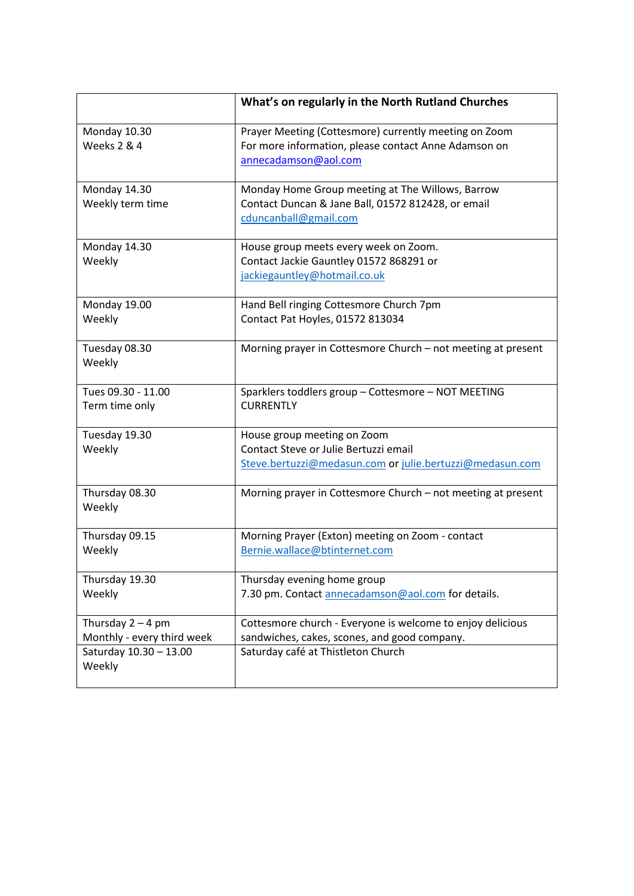| | What's on regularly in the North Rutland Churches |
|---|---|
| Monday 10.30<br>Weeks 2 & 4 | Prayer Meeting (Cottesmore) currently meeting on Zoom<br>For more information, please contact Anne Adamson on annecadamson@aol.com |
| Monday 14.30<br>Weekly term time | Monday Home Group meeting at The Willows, Barrow<br>Contact Duncan & Jane Ball, 01572 812428, or email cduncanball@gmail.com |
| Monday 14.30<br>Weekly | House group meets every week on Zoom.<br>Contact Jackie Gauntley 01572 868291 or jackiegauntley@hotmail.co.uk |
| Monday 19.00<br>Weekly | Hand Bell ringing Cottesmore Church 7pm<br>Contact Pat Hoyles, 01572 813034 |
| Tuesday 08.30<br>Weekly | Morning prayer in Cottesmore Church – not meeting at present |
| Tues 09.30 - 11.00<br>Term time only | Sparklers toddlers group – Cottesmore – NOT MEETING CURRENTLY |
| Tuesday 19.30<br>Weekly | House group meeting on Zoom<br>Contact Steve or Julie Bertuzzi email Steve.bertuzzi@medasun.com or julie.bertuzzi@medasun.com |
| Thursday 08.30<br>Weekly | Morning prayer in Cottesmore Church – not meeting at present |
| Thursday 09.15<br>Weekly | Morning Prayer (Exton) meeting on Zoom - contact Bernie.wallace@btinternet.com |
| Thursday 19.30<br>Weekly | Thursday evening home group<br>7.30 pm. Contact annecadamson@aol.com for details. |
| Thursday 2 – 4 pm<br>Monthly - every third week | Cottesmore church - Everyone is welcome to enjoy delicious sandwiches, cakes, scones, and good company. |
| Saturday 10.30 – 13.00<br>Weekly | Saturday café at Thistleton Church |